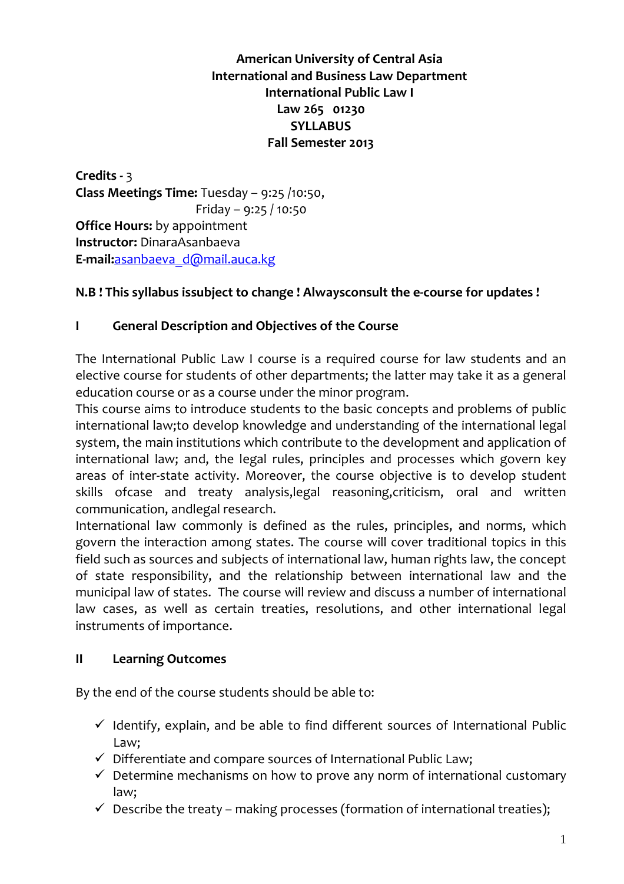**American University of Central Asia**
**International and Business Law Department**
**International Public Law I**
**Law 265 01230**
**SYLLABUS**
**Fall Semester 2013**

**Credits** - 3
**Class Meetings Time:** Tuesday – 9:25 /10:50,
Friday – 9:25 / 10:50
**Office Hours:** by appointment
**Instructor:** DinaraAsanbaeva
**E-mail:**asanbaeva_d@mail.auca.kg

**N.B ! This syllabus issubject to change ! Alwaysconsult the e-course for updates !**

## I General Description and Objectives of the Course

The International Public Law I course is a required course for law students and an elective course for students of other departments; the latter may take it as a general education course or as a course under the minor program.

This course aims to introduce students to the basic concepts and problems of public international law;to develop knowledge and understanding of the international legal system, the main institutions which contribute to the development and application of international law; and, the legal rules, principles and processes which govern key areas of inter-state activity. Moreover, the course objective is to develop student skills ofcase and treaty analysis,legal reasoning,criticism, oral and written communication, andlegal research.

International law commonly is defined as the rules, principles, and norms, which govern the interaction among states. The course will cover traditional topics in this field such as sources and subjects of international law, human rights law, the concept of state responsibility, and the relationship between international law and the municipal law of states. The course will review and discuss a number of international law cases, as well as certain treaties, resolutions, and other international legal instruments of importance.

## II Learning Outcomes

By the end of the course students should be able to:

- ✓ Identify, explain, and be able to find different sources of International Public Law;
- ✓ Differentiate and compare sources of International Public Law;
- ✓ Determine mechanisms on how to prove any norm of international customary law;
- ✓ Describe the treaty – making processes (formation of international treaties);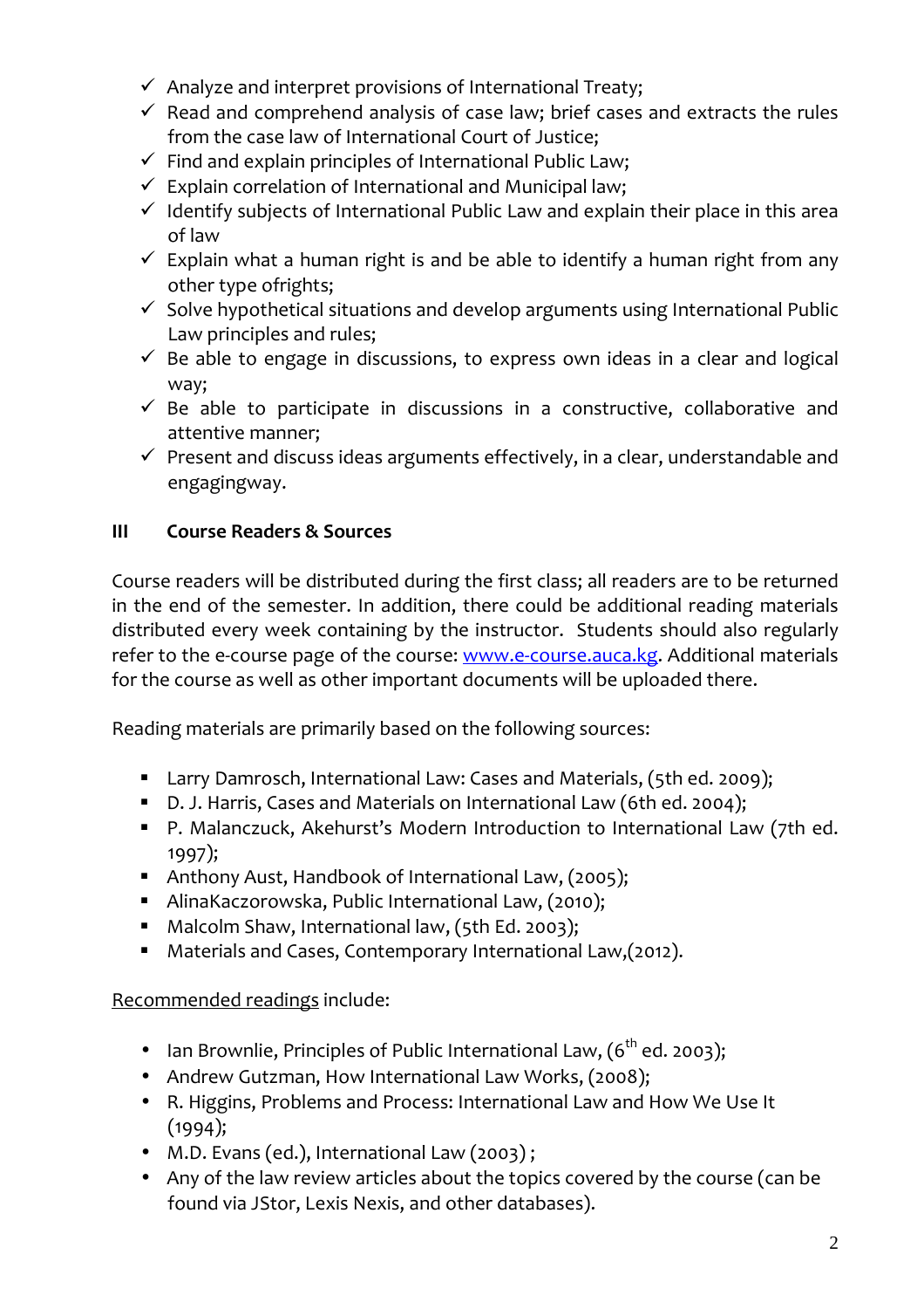- ✓ Analyze and interpret provisions of International Treaty;
- ✓ Read and comprehend analysis of case law; brief cases and extracts the rules from the case law of International Court of Justice;
- ✓ Find and explain principles of International Public Law;
- ✓ Explain correlation of International and Municipal law;
- ✓ Identify subjects of International Public Law and explain their place in this area of law
- ✓ Explain what a human right is and be able to identify a human right from any other type ofrights;
- ✓ Solve hypothetical situations and develop arguments using International Public Law principles and rules;
- ✓ Be able to engage in discussions, to express own ideas in a clear and logical way;
- ✓ Be able to participate in discussions in a constructive, collaborative and attentive manner;
- ✓ Present and discuss ideas arguments effectively, in a clear, understandable and engagingway.

## III Course Readers & Sources

Course readers will be distributed during the first class; all readers are to be returned in the end of the semester. In addition, there could be additional reading materials distributed every week containing by the instructor. Students should also regularly refer to the e-course page of the course: [www.e-course.auca.kg](www.e-course.auca.kg). Additional materials for the course as well as other important documents will be uploaded there.

Reading materials are primarily based on the following sources:

- Larry Damrosch, International Law: Cases and Materials, (5th ed. 2009);
- D. J. Harris, Cases and Materials on International Law (6th ed. 2004);
- P. Malanczuck, Akehurst's Modern Introduction to International Law (7th ed. 1997);
- Anthony Aust, Handbook of International Law, (2005);
- AlinaKaczorowska, Public International Law, (2010);
- Malcolm Shaw, International law, (5th Ed. 2003);
- Materials and Cases, Contemporary International Law,(2012).

<u>Recommended readings</u> include:

- Ian Brownlie, Principles of Public International Law, (6th ed. 2003);
- Andrew Gutzman, How International Law Works, (2008);
- R. Higgins, Problems and Process: International Law and How We Use It (1994);
- M.D. Evans (ed.), International Law (2003) ;
- Any of the law review articles about the topics covered by the course (can be found via JStor, Lexis Nexis, and other databases).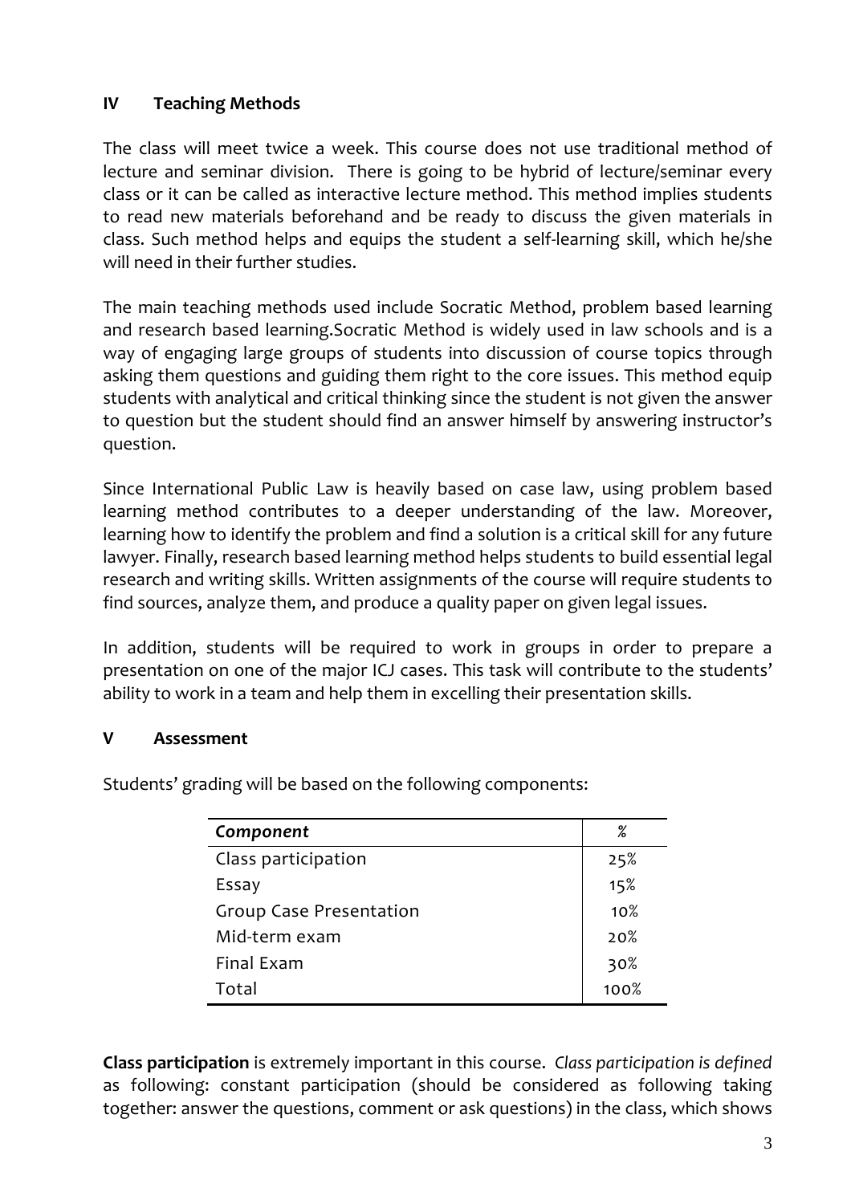## IV Teaching Methods

The class will meet twice a week. This course does not use traditional method of lecture and seminar division. There is going to be hybrid of lecture/seminar every class or it can be called as interactive lecture method. This method implies students to read new materials beforehand and be ready to discuss the given materials in class. Such method helps and equips the student a self-learning skill, which he/she will need in their further studies.

The main teaching methods used include Socratic Method, problem based learning and research based learning.Socratic Method is widely used in law schools and is a way of engaging large groups of students into discussion of course topics through asking them questions and guiding them right to the core issues. This method equip students with analytical and critical thinking since the student is not given the answer to question but the student should find an answer himself by answering instructor's question.

Since International Public Law is heavily based on case law, using problem based learning method contributes to a deeper understanding of the law. Moreover, learning how to identify the problem and find a solution is a critical skill for any future lawyer. Finally, research based learning method helps students to build essential legal research and writing skills. Written assignments of the course will require students to find sources, analyze them, and produce a quality paper on given legal issues.

In addition, students will be required to work in groups in order to prepare a presentation on one of the major ICJ cases. This task will contribute to the students' ability to work in a team and help them in excelling their presentation skills.

## V Assessment

Students' grading will be based on the following components:

| *Component* | % |
|---|---|
| Class participation | 25% |
| Essay | 15% |
| Group Case Presentation | 10% |
| Mid-term exam | 20% |
| Final Exam | 30% |
| Total | 100% |

**Class participation** is extremely important in this course. *Class participation is defined* as following: constant participation (should be considered as following taking together: answer the questions, comment or ask questions) in the class, which shows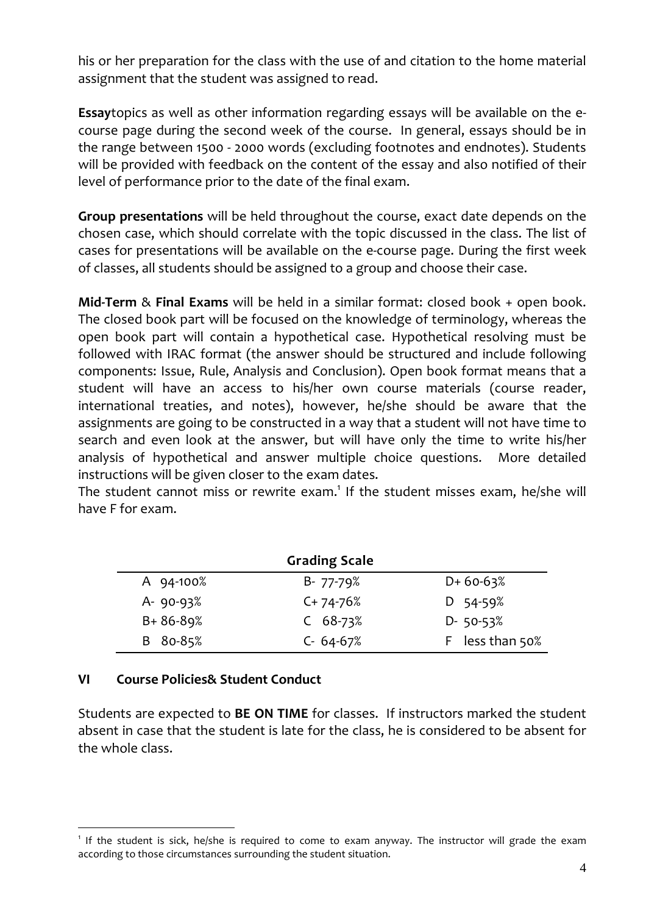his or her preparation for the class with the use of and citation to the home material assignment that the student was assigned to read.

**Essay**topics as well as other information regarding essays will be available on the e-course page during the second week of the course. In general, essays should be in the range between 1500 - 2000 words (excluding footnotes and endnotes). Students will be provided with feedback on the content of the essay and also notified of their level of performance prior to the date of the final exam.

**Group presentations** will be held throughout the course, exact date depends on the chosen case, which should correlate with the topic discussed in the class. The list of cases for presentations will be available on the e-course page. During the first week of classes, all students should be assigned to a group and choose their case.

**Mid-Term** & **Final Exams** will be held in a similar format: closed book + open book. The closed book part will be focused on the knowledge of terminology, whereas the open book part will contain a hypothetical case. Hypothetical resolving must be followed with IRAC format (the answer should be structured and include following components: Issue, Rule, Analysis and Conclusion). Open book format means that a student will have an access to his/her own course materials (course reader, international treaties, and notes), however, he/she should be aware that the assignments are going to be constructed in a way that a student will not have time to search and even look at the answer, but will have only the time to write his/her analysis of hypothetical and answer multiple choice questions. More detailed instructions will be given closer to the exam dates.
The student cannot miss or rewrite exam.[1] If the student misses exam, he/she will have F for exam.

**Grading Scale**

| | | |
|---|---|---|
| A 94-100% | B- 77-79% | D+ 60-63% |
| A- 90-93% | C+ 74-76% | D 54-59% |
| B+ 86-89% | C 68-73% | D- 50-53% |
| B 80-85% | C- 64-67% | F less than 50% |

## VI Course Policies& Student Conduct

Students are expected to **BE ON TIME** for classes. If instructors marked the student absent in case that the student is late for the class, he is considered to be absent for the whole class.

---

[1] If the student is sick, he/she is required to come to exam anyway. The instructor will grade the exam according to those circumstances surrounding the student situation.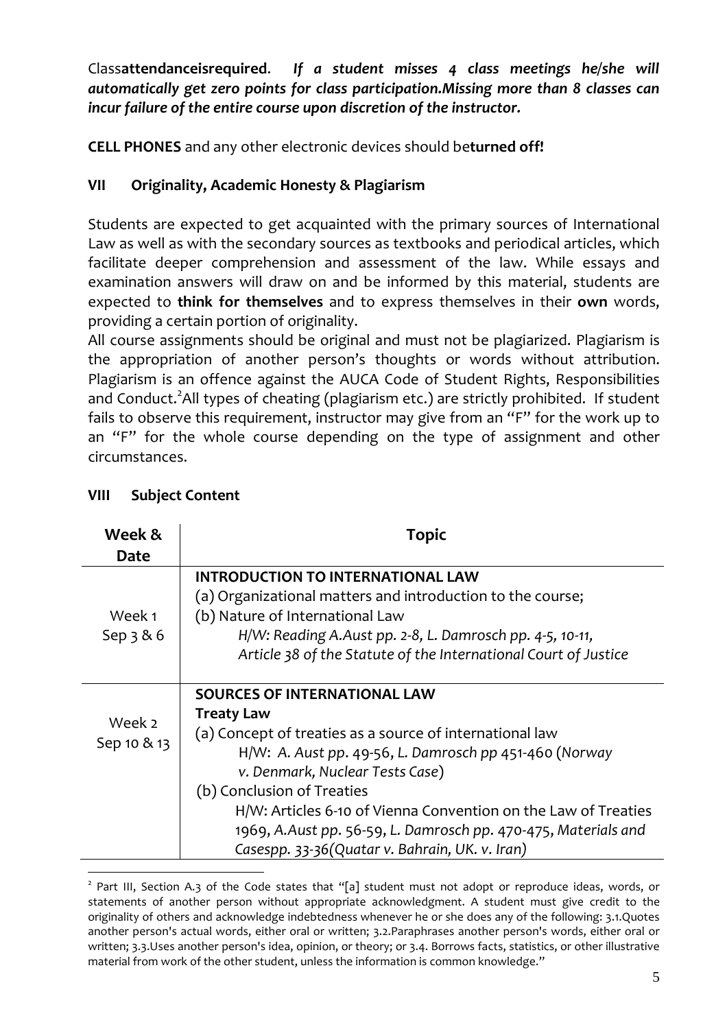Class**attendanceisrequired**. ***If a student misses 4 class meetings he/she will automatically get zero points for class participation.Missing more than 8 classes can incur failure of the entire course upon discretion of the instructor.***

**CELL PHONES** and any other electronic devices should be**turned off!**

## VII Originality, Academic Honesty & Plagiarism

Students are expected to get acquainted with the primary sources of International Law as well as with the secondary sources as textbooks and periodical articles, which facilitate deeper comprehension and assessment of the law. While essays and examination answers will draw on and be informed by this material, students are expected to **think for themselves** and to express themselves in their **own** words, providing a certain portion of originality.

All course assignments should be original and must not be plagiarized. Plagiarism is the appropriation of another person's thoughts or words without attribution. Plagiarism is an offence against the AUCA Code of Student Rights, Responsibilities and Conduct.[2]All types of cheating (plagiarism etc.) are strictly prohibited. If student fails to observe this requirement, instructor may give from an "F" for the work up to an "F" for the whole course depending on the type of assignment and other circumstances.

## VIII Subject Content

| Week & Date | Topic |
|---|---|
| Week 1<br>Sep 3 & 6 | **INTRODUCTION TO INTERNATIONAL LAW**<br>(a) Organizational matters and introduction to the course;<br>(b) Nature of International Law<br>*H/W: Reading A.Aust pp. 2-8, L. Damrosch pp. 4-5, 10-11, Article 38 of the Statute of the International Court of Justice* |
| Week 2<br>Sep 10 & 13 | **SOURCES OF INTERNATIONAL LAW**<br>**Treaty Law**<br>(a) Concept of treaties as a source of international law<br>H/W: *A. Aust pp. 49-56, L. Damrosch pp 451-460 (Norway v. Denmark, Nuclear Tests Case)*<br>(b) Conclusion of Treaties<br>H/W: Articles 6-10 of Vienna Convention on the Law of Treaties 1969, *A.Aust pp. 56-59, L. Damrosch pp. 470-475, Materials and Casespp. 33-36(Quatar v. Bahrain, UK. v. Iran)* |

[2] Part III, Section A.3 of the Code states that "[a] student must not adopt or reproduce ideas, words, or statements of another person without appropriate acknowledgment. A student must give credit to the originality of others and acknowledge indebtedness whenever he or she does any of the following: 3.1.Quotes another person's actual words, either oral or written; 3.2.Paraphrases another person's words, either oral or written; 3.3.Uses another person's idea, opinion, or theory; or 3.4. Borrows facts, statistics, or other illustrative material from work of the other student, unless the information is common knowledge."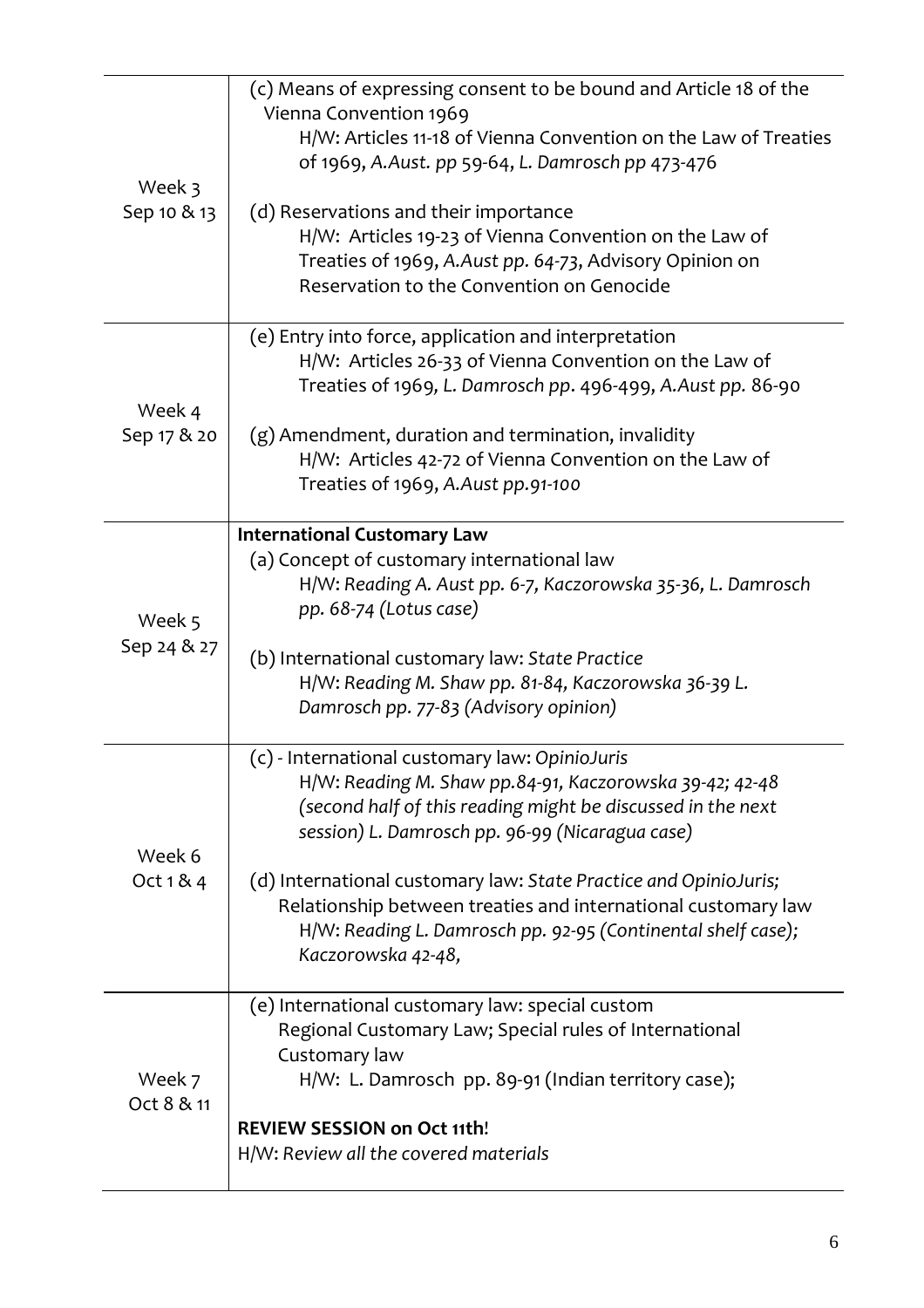| | |
|---|---|
| Week 3<br>Sep 10 & 13 | (c) Means of expressing consent to be bound and Article 18 of the Vienna Convention 1969<br>H/W: Articles 11-18 of Vienna Convention on the Law of Treaties of 1969, *A.Aust. pp* 59-64, *L. Damrosch pp* 473-476<br><br>(d) Reservations and their importance<br>H/W: Articles 19-23 of Vienna Convention on the Law of Treaties of 1969, *A.Aust pp. 64-73*, Advisory Opinion on Reservation to the Convention on Genocide |
| Week 4<br>Sep 17 & 20 | (e) Entry into force, application and interpretation<br>H/W: Articles 26-33 of Vienna Convention on the Law of Treaties of 1969, *L. Damrosch pp*. 496-499, *A.Aust pp.* 86-90<br><br>(g) Amendment, duration and termination, invalidity<br>H/W: Articles 42-72 of Vienna Convention on the Law of Treaties of 1969, *A.Aust pp.91-100* |
| Week 5<br>Sep 24 & 27 | **International Customary Law**<br>(a) Concept of customary international law<br>H/W: *Reading A. Aust pp. 6-7, Kaczorowska 35-36, L. Damrosch pp. 68-74 (Lotus case)*<br><br>(b) International customary law: *State Practice*<br>H/W: *Reading M. Shaw pp. 81-84, Kaczorowska 36-39 L. Damrosch pp. 77-83 (Advisory opinion)* |
| Week 6<br>Oct 1 & 4 | (c) - International customary law: *OpinioJuris*<br>H/W: *Reading M. Shaw pp.84-91, Kaczorowska 39-42; 42-48 (second half of this reading might be discussed in the next session) L. Damrosch pp. 96-99 (Nicaragua case)*<br><br>(d) International customary law: *State Practice and OpinioJuris;* Relationship between treaties and international customary law<br>H/W: *Reading L. Damrosch pp. 92-95 (Continental shelf case); Kaczorowska 42-48,* |
| Week 7<br>Oct 8 & 11 | (e) International customary law: special custom<br>Regional Customary Law; Special rules of International Customary law<br>H/W: L. Damrosch pp. 89-91 (Indian territory case);<br><br>**REVIEW SESSION on Oct 11th**!<br>H/W: *Review all the covered materials* |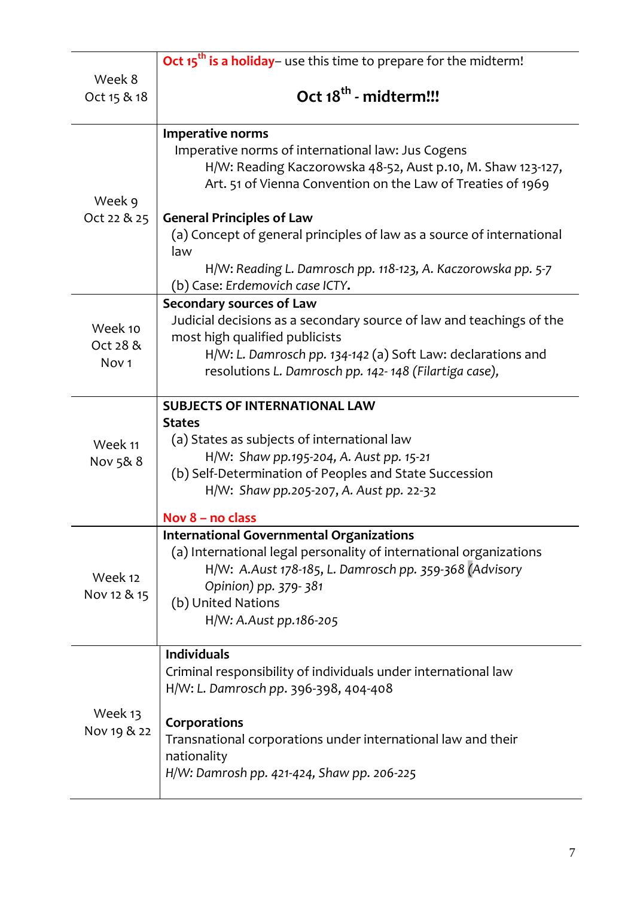| Week | Topics |
|---|---|
| Week 8<br>Oct 15 & 18 | **Oct 15th is a holiday**– use this time to prepare for the midterm!<br><br>**Oct 18th - midterm!!!** |
| Week 9<br>Oct 22 & 25 | **Imperative norms**<br>Imperative norms of international law: Jus Cogens<br>H/W: Reading Kaczorowska 48-52, Aust p.10, M. Shaw 123-127, Art. 51 of Vienna Convention on the Law of Treaties of 1969<br><br>**General Principles of Law**<br>(a) Concept of general principles of law as a source of international law<br>H/W: *Reading L. Damrosch pp. 118-123, A. Kaczorowska pp. 5-7*<br>(b) Case: *Erdemovich case ICTY.* |
| Week 10<br>Oct 28 & Nov 1 | **Secondary sources of Law**<br>Judicial decisions as a secondary source of law and teachings of the most high qualified publicists<br>H/W: *L. Damrosch pp. 134-142* (a) Soft Law: declarations and resolutions *L. Damrosch pp. 142- 148 (Filartiga case),* |
| Week 11<br>Nov 5& 8 | **SUBJECTS OF INTERNATIONAL LAW**<br>**States**<br>(a) States as subjects of international law<br>H/W: *Shaw pp.195-204, A. Aust pp. 15-21*<br>(b) Self-Determination of Peoples and State Succession<br>H/W: *Shaw pp.205-207, A. Aust pp. 22-32*<br><br>**Nov 8 – no class** |
| Week 12<br>Nov 12 & 15 | **International Governmental Organizations**<br>(a) International legal personality of international organizations<br>H/W: *A.Aust 178-185, L. Damrosch pp. 359-368 (Advisory Opinion) pp. 379- 381*<br>(b) United Nations<br>H/W: *A.Aust pp.186-205* |
| Week 13<br>Nov 19 & 22 | **Individuals**<br>Criminal responsibility of individuals under international law<br>H/W: *L. Damrosch pp.* 396-398, 404-408<br><br>**Corporations**<br>Transnational corporations under international law and their nationality<br>*H/W: Damrosh pp. 421-424, Shaw pp. 206-225* |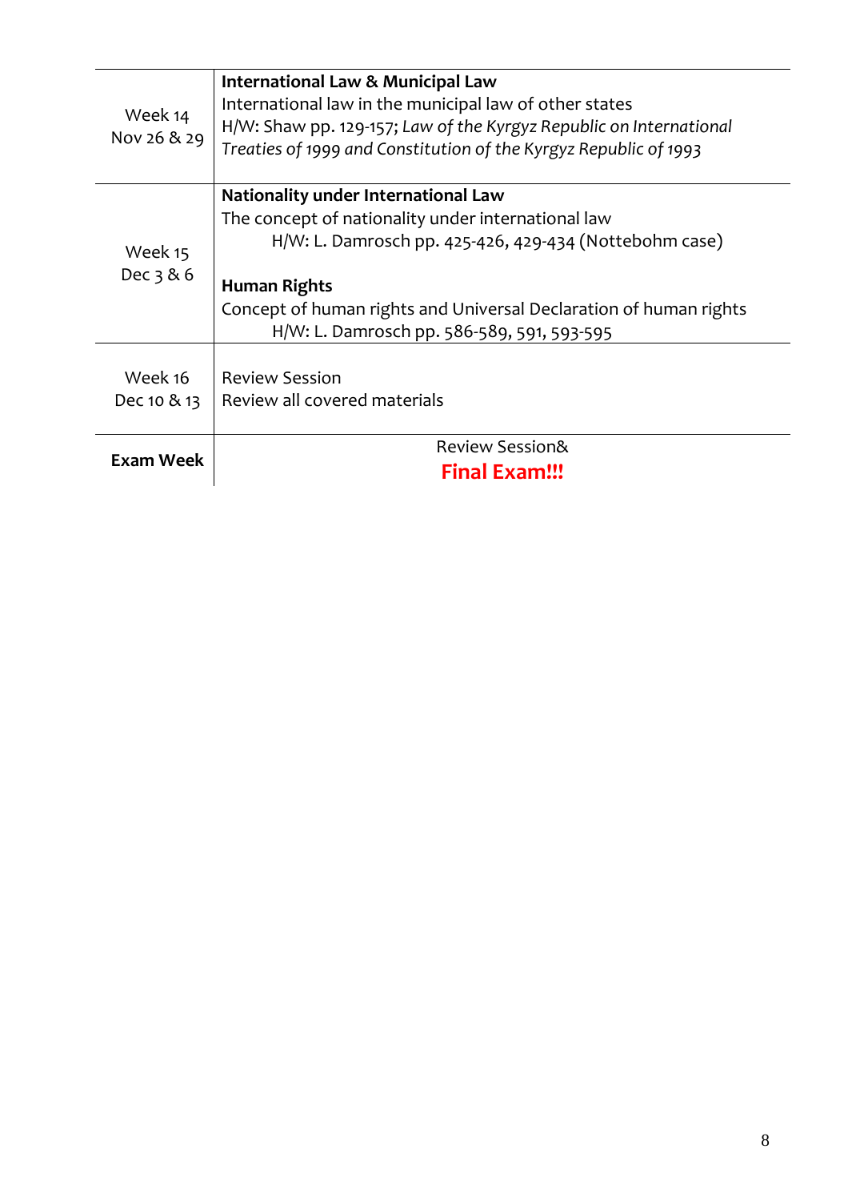| | |
|---|---|
| Week 14<br>Nov 26 & 29 | **International Law & Municipal Law**<br>International law in the municipal law of other states<br>H/W: Shaw pp. 129-157; *Law of the Kyrgyz Republic on International Treaties of 1999 and Constitution of the Kyrgyz Republic of 1993* |
| Week 15<br>Dec 3 & 6 | **Nationality under International Law**<br>The concept of nationality under international law<br>H/W: L. Damrosch pp. 425-426, 429-434 (Nottebohm case)<br><br>**Human Rights**<br>Concept of human rights and Universal Declaration of human rights<br>H/W: L. Damrosch pp. 586-589, 591, 593-595 |
| Week 16<br>Dec 10 & 13 | Review Session<br>Review all covered materials |
| **Exam Week** | Review Session&<br>**Final Exam!!!** |